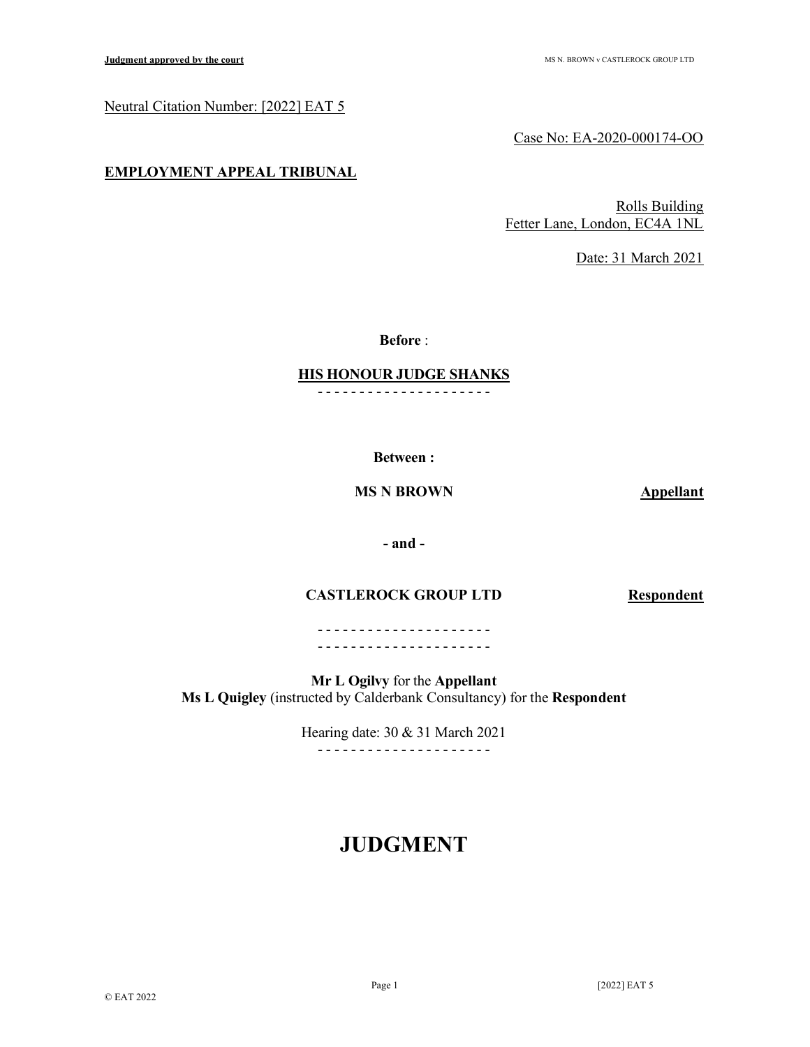Neutral Citation Number: [2022] EAT 5

Case No: EA-2020-000174-OO

**EMPLOYMENT APPEAL TRIBUNAL**

Rolls Building
Fetter Lane, London, EC4A 1NL

Date: 31 March 2021

**Before** :

**HIS HONOUR JUDGE SHANKS**

- - - - - - - - - - - - - - - - - - - - -

**Between :**

| | |
|---|---|
| **MS N BROWN** | **Appellant** |
| **- and -** | |
| **CASTLEROCK GROUP LTD** | **Respondent** |

- - - - - - - - - - - - - - - - - - - - -

- - - - - - - - - - - - - - - - - - - - -

**Mr L Ogilvy** for the **Appellant**
**Ms L Quigley** (instructed by Calderbank Consultancy) for the **Respondent**

Hearing date: 30 & 31 March 2021

- - - - - - - - - - - - - - - - - - - - -

# JUDGMENT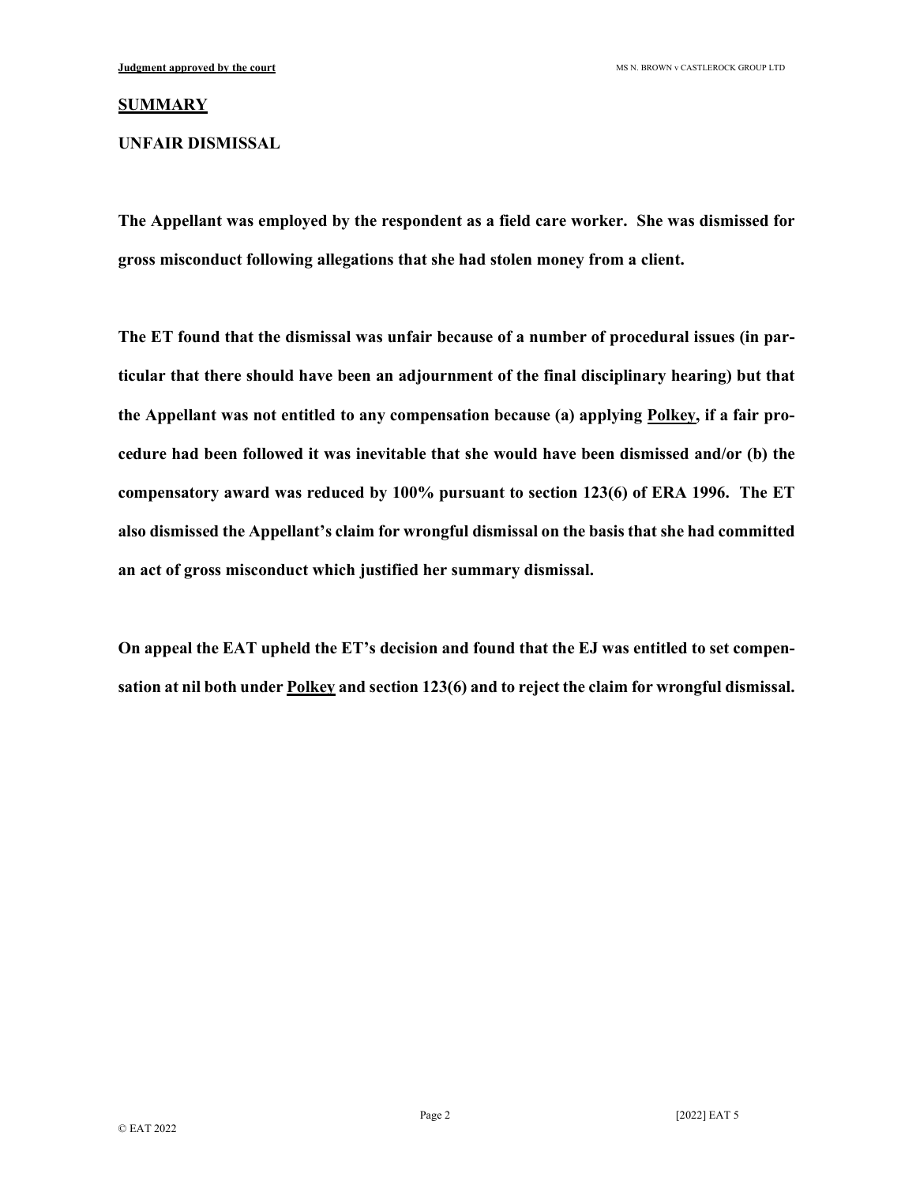## SUMMARY

### UNFAIR DISMISSAL

**The Appellant was employed by the respondent as a field care worker. She was dismissed for gross misconduct following allegations that she had stolen money from a client.**

**The ET found that the dismissal was unfair because of a number of procedural issues (in particular that there should have been an adjournment of the final disciplinary hearing) but that the Appellant was not entitled to any compensation because (a) applying <u>Polkey</u>, if a fair procedure had been followed it was inevitable that she would have been dismissed and/or (b) the compensatory award was reduced by 100% pursuant to section 123(6) of ERA 1996. The ET also dismissed the Appellant's claim for wrongful dismissal on the basis that she had committed an act of gross misconduct which justified her summary dismissal.**

**On appeal the EAT upheld the ET's decision and found that the EJ was entitled to set compensation at nil both under <u>Polkey</u> and section 123(6) and to reject the claim for wrongful dismissal.**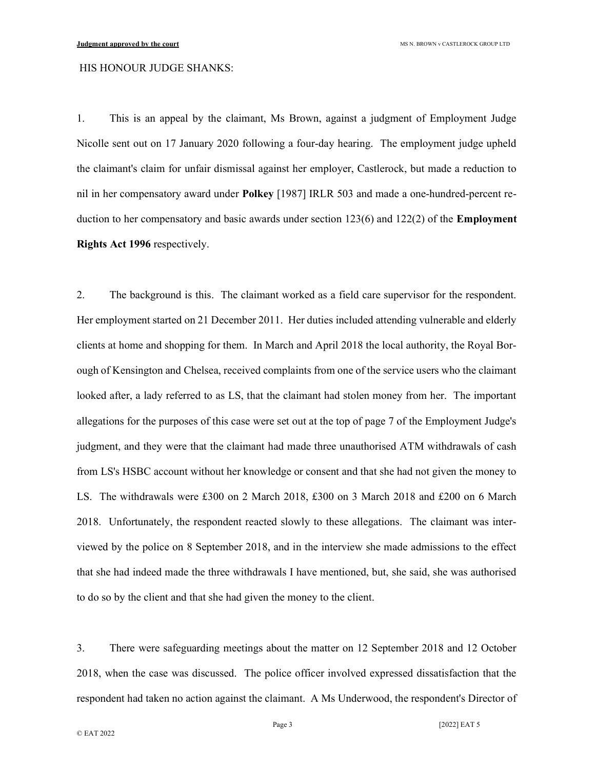HIS HONOUR JUDGE SHANKS:

1. This is an appeal by the claimant, Ms Brown, against a judgment of Employment Judge Nicolle sent out on 17 January 2020 following a four-day hearing. The employment judge upheld the claimant's claim for unfair dismissal against her employer, Castlerock, but made a reduction to nil in her compensatory award under **Polkey** [1987] IRLR 503 and made a one-hundred-percent reduction to her compensatory and basic awards under section 123(6) and 122(2) of the **Employment Rights Act 1996** respectively.

2. The background is this. The claimant worked as a field care supervisor for the respondent. Her employment started on 21 December 2011. Her duties included attending vulnerable and elderly clients at home and shopping for them. In March and April 2018 the local authority, the Royal Borough of Kensington and Chelsea, received complaints from one of the service users who the claimant looked after, a lady referred to as LS, that the claimant had stolen money from her. The important allegations for the purposes of this case were set out at the top of page 7 of the Employment Judge's judgment, and they were that the claimant had made three unauthorised ATM withdrawals of cash from LS's HSBC account without her knowledge or consent and that she had not given the money to LS. The withdrawals were £300 on 2 March 2018, £300 on 3 March 2018 and £200 on 6 March 2018. Unfortunately, the respondent reacted slowly to these allegations. The claimant was interviewed by the police on 8 September 2018, and in the interview she made admissions to the effect that she had indeed made the three withdrawals I have mentioned, but, she said, she was authorised to do so by the client and that she had given the money to the client.

3. There were safeguarding meetings about the matter on 12 September 2018 and 12 October 2018, when the case was discussed. The police officer involved expressed dissatisfaction that the respondent had taken no action against the claimant. A Ms Underwood, the respondent's Director of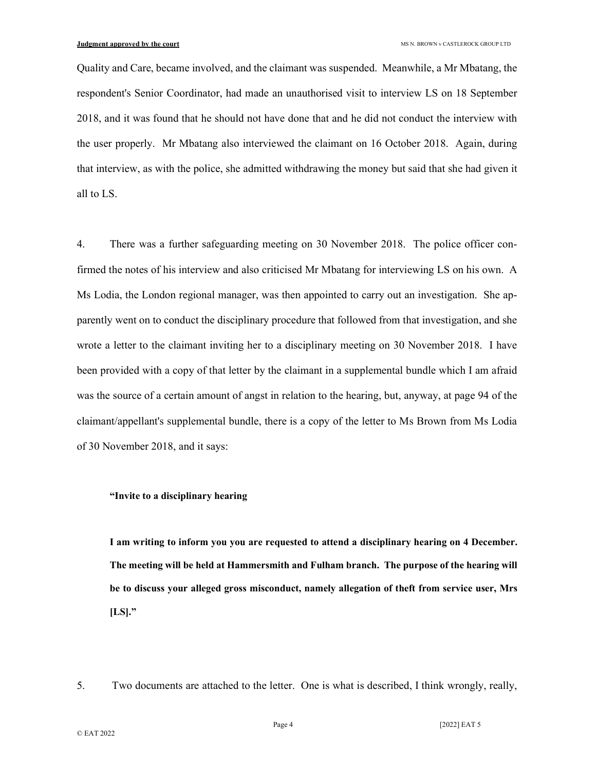Quality and Care, became involved, and the claimant was suspended. Meanwhile, a Mr Mbatang, the respondent's Senior Coordinator, had made an unauthorised visit to interview LS on 18 September 2018, and it was found that he should not have done that and he did not conduct the interview with the user properly. Mr Mbatang also interviewed the claimant on 16 October 2018. Again, during that interview, as with the police, she admitted withdrawing the money but said that she had given it all to LS.

4. There was a further safeguarding meeting on 30 November 2018. The police officer confirmed the notes of his interview and also criticised Mr Mbatang for interviewing LS on his own. A Ms Lodia, the London regional manager, was then appointed to carry out an investigation. She apparently went on to conduct the disciplinary procedure that followed from that investigation, and she wrote a letter to the claimant inviting her to a disciplinary meeting on 30 November 2018. I have been provided with a copy of that letter by the claimant in a supplemental bundle which I am afraid was the source of a certain amount of angst in relation to the hearing, but, anyway, at page 94 of the claimant/appellant's supplemental bundle, there is a copy of the letter to Ms Brown from Ms Lodia of 30 November 2018, and it says:

> **"Invite to a disciplinary hearing**
>
> **I am writing to inform you you are requested to attend a disciplinary hearing on 4 December. The meeting will be held at Hammersmith and Fulham branch. The purpose of the hearing will be to discuss your alleged gross misconduct, namely allegation of theft from service user, Mrs [LS]."**

5. Two documents are attached to the letter. One is what is described, I think wrongly, really,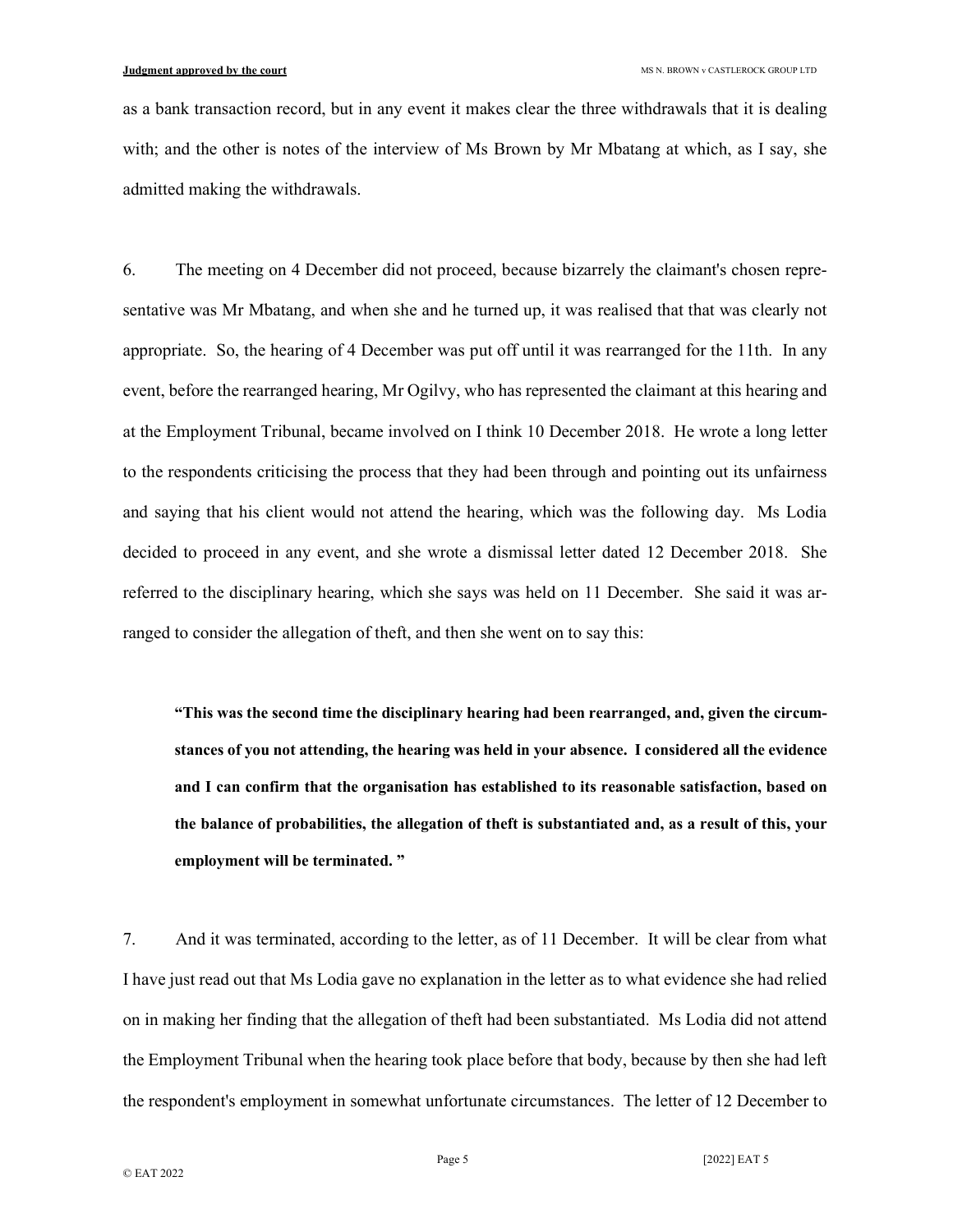as a bank transaction record, but in any event it makes clear the three withdrawals that it is dealing with; and the other is notes of the interview of Ms Brown by Mr Mbatang at which, as I say, she admitted making the withdrawals.

6. The meeting on 4 December did not proceed, because bizarrely the claimant's chosen representative was Mr Mbatang, and when she and he turned up, it was realised that that was clearly not appropriate. So, the hearing of 4 December was put off until it was rearranged for the 11th. In any event, before the rearranged hearing, Mr Ogilvy, who has represented the claimant at this hearing and at the Employment Tribunal, became involved on I think 10 December 2018. He wrote a long letter to the respondents criticising the process that they had been through and pointing out its unfairness and saying that his client would not attend the hearing, which was the following day. Ms Lodia decided to proceed in any event, and she wrote a dismissal letter dated 12 December 2018. She referred to the disciplinary hearing, which she says was held on 11 December. She said it was arranged to consider the allegation of theft, and then she went on to say this:

> **"This was the second time the disciplinary hearing had been rearranged, and, given the circumstances of you not attending, the hearing was held in your absence. I considered all the evidence and I can confirm that the organisation has established to its reasonable satisfaction, based on the balance of probabilities, the allegation of theft is substantiated and, as a result of this, your employment will be terminated. "**

7. And it was terminated, according to the letter, as of 11 December. It will be clear from what I have just read out that Ms Lodia gave no explanation in the letter as to what evidence she had relied on in making her finding that the allegation of theft had been substantiated. Ms Lodia did not attend the Employment Tribunal when the hearing took place before that body, because by then she had left the respondent's employment in somewhat unfortunate circumstances. The letter of 12 December to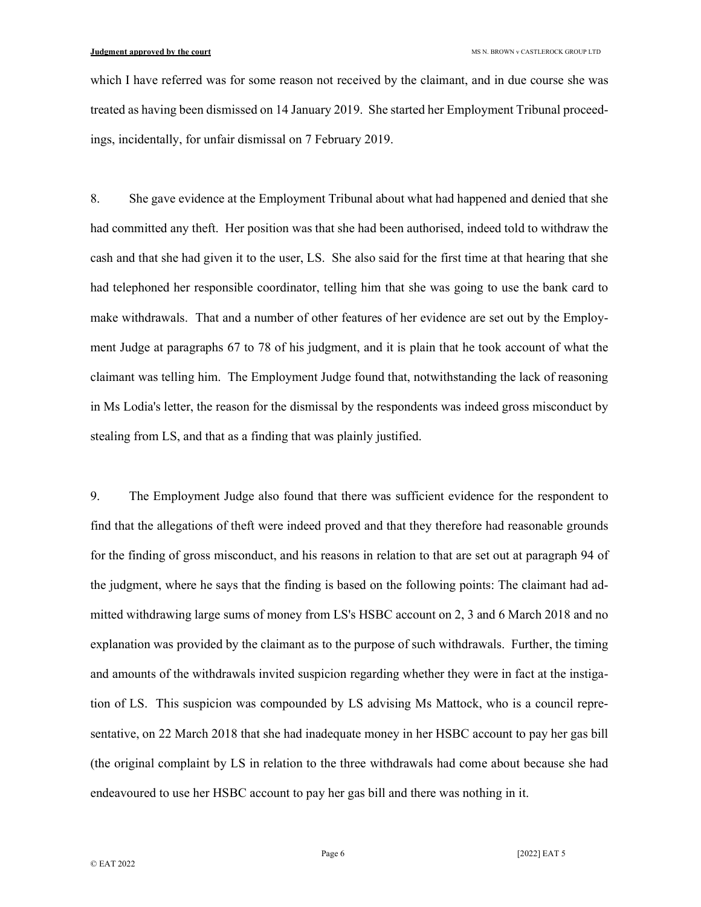which I have referred was for some reason not received by the claimant, and in due course she was treated as having been dismissed on 14 January 2019. She started her Employment Tribunal proceedings, incidentally, for unfair dismissal on 7 February 2019.

8. She gave evidence at the Employment Tribunal about what had happened and denied that she had committed any theft. Her position was that she had been authorised, indeed told to withdraw the cash and that she had given it to the user, LS. She also said for the first time at that hearing that she had telephoned her responsible coordinator, telling him that she was going to use the bank card to make withdrawals. That and a number of other features of her evidence are set out by the Employment Judge at paragraphs 67 to 78 of his judgment, and it is plain that he took account of what the claimant was telling him. The Employment Judge found that, notwithstanding the lack of reasoning in Ms Lodia's letter, the reason for the dismissal by the respondents was indeed gross misconduct by stealing from LS, and that as a finding that was plainly justified.

9. The Employment Judge also found that there was sufficient evidence for the respondent to find that the allegations of theft were indeed proved and that they therefore had reasonable grounds for the finding of gross misconduct, and his reasons in relation to that are set out at paragraph 94 of the judgment, where he says that the finding is based on the following points: The claimant had admitted withdrawing large sums of money from LS's HSBC account on 2, 3 and 6 March 2018 and no explanation was provided by the claimant as to the purpose of such withdrawals. Further, the timing and amounts of the withdrawals invited suspicion regarding whether they were in fact at the instigation of LS. This suspicion was compounded by LS advising Ms Mattock, who is a council representative, on 22 March 2018 that she had inadequate money in her HSBC account to pay her gas bill (the original complaint by LS in relation to the three withdrawals had come about because she had endeavoured to use her HSBC account to pay her gas bill and there was nothing in it.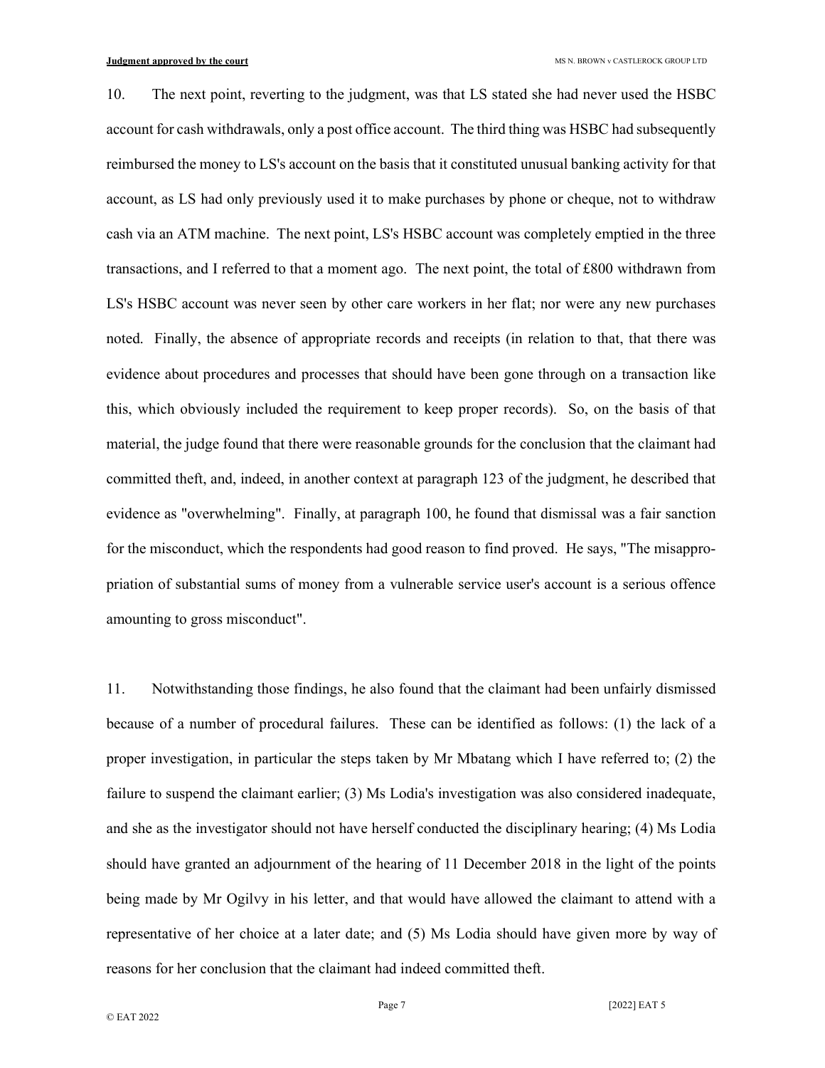10. The next point, reverting to the judgment, was that LS stated she had never used the HSBC account for cash withdrawals, only a post office account. The third thing was HSBC had subsequently reimbursed the money to LS's account on the basis that it constituted unusual banking activity for that account, as LS had only previously used it to make purchases by phone or cheque, not to withdraw cash via an ATM machine. The next point, LS's HSBC account was completely emptied in the three transactions, and I referred to that a moment ago. The next point, the total of £800 withdrawn from LS's HSBC account was never seen by other care workers in her flat; nor were any new purchases noted. Finally, the absence of appropriate records and receipts (in relation to that, that there was evidence about procedures and processes that should have been gone through on a transaction like this, which obviously included the requirement to keep proper records). So, on the basis of that material, the judge found that there were reasonable grounds for the conclusion that the claimant had committed theft, and, indeed, in another context at paragraph 123 of the judgment, he described that evidence as "overwhelming". Finally, at paragraph 100, he found that dismissal was a fair sanction for the misconduct, which the respondents had good reason to find proved. He says, "The misappropriation of substantial sums of money from a vulnerable service user's account is a serious offence amounting to gross misconduct".

11. Notwithstanding those findings, he also found that the claimant had been unfairly dismissed because of a number of procedural failures. These can be identified as follows: (1) the lack of a proper investigation, in particular the steps taken by Mr Mbatang which I have referred to; (2) the failure to suspend the claimant earlier; (3) Ms Lodia's investigation was also considered inadequate, and she as the investigator should not have herself conducted the disciplinary hearing; (4) Ms Lodia should have granted an adjournment of the hearing of 11 December 2018 in the light of the points being made by Mr Ogilvy in his letter, and that would have allowed the claimant to attend with a representative of her choice at a later date; and (5) Ms Lodia should have given more by way of reasons for her conclusion that the claimant had indeed committed theft.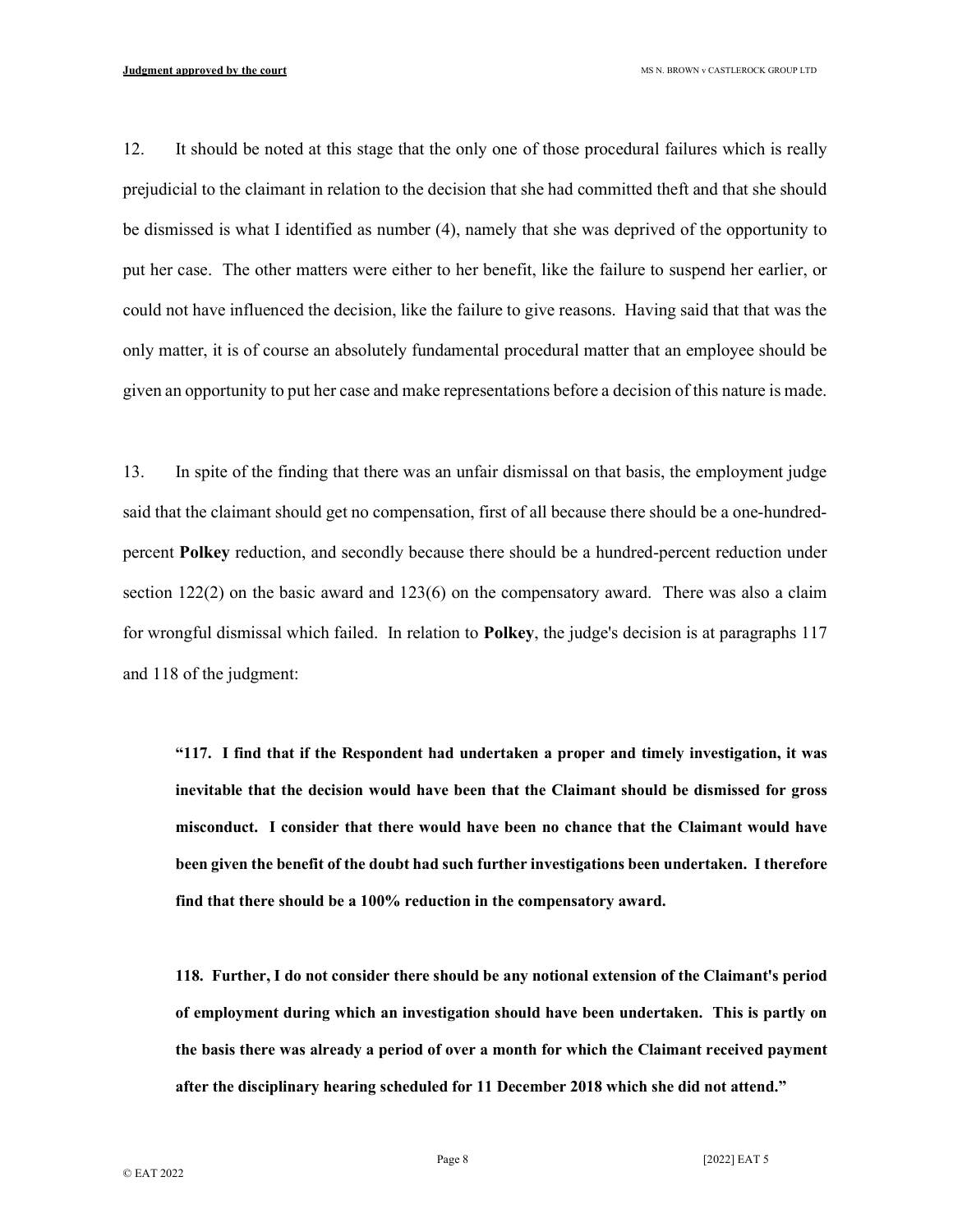12. It should be noted at this stage that the only one of those procedural failures which is really prejudicial to the claimant in relation to the decision that she had committed theft and that she should be dismissed is what I identified as number (4), namely that she was deprived of the opportunity to put her case. The other matters were either to her benefit, like the failure to suspend her earlier, or could not have influenced the decision, like the failure to give reasons. Having said that that was the only matter, it is of course an absolutely fundamental procedural matter that an employee should be given an opportunity to put her case and make representations before a decision of this nature is made.

13. In spite of the finding that there was an unfair dismissal on that basis, the employment judge said that the claimant should get no compensation, first of all because there should be a one-hundred-percent **Polkey** reduction, and secondly because there should be a hundred-percent reduction under section 122(2) on the basic award and 123(6) on the compensatory award. There was also a claim for wrongful dismissal which failed. In relation to **Polkey**, the judge's decision is at paragraphs 117 and 118 of the judgment:

> **"117. I find that if the Respondent had undertaken a proper and timely investigation, it was inevitable that the decision would have been that the Claimant should be dismissed for gross misconduct. I consider that there would have been no chance that the Claimant would have been given the benefit of the doubt had such further investigations been undertaken. I therefore find that there should be a 100% reduction in the compensatory award.**
>
> **118. Further, I do not consider there should be any notional extension of the Claimant's period of employment during which an investigation should have been undertaken. This is partly on the basis there was already a period of over a month for which the Claimant received payment after the disciplinary hearing scheduled for 11 December 2018 which she did not attend."**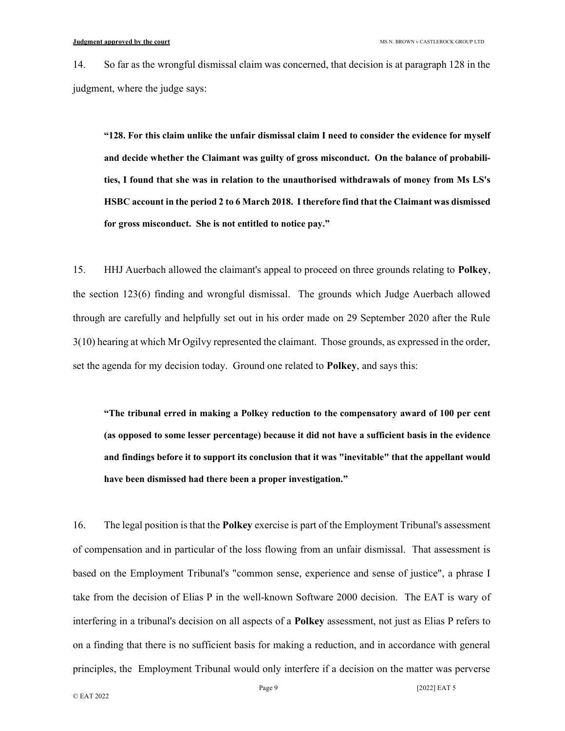14. So far as the wrongful dismissal claim was concerned, that decision is at paragraph 128 in the judgment, where the judge says:

> **"128. For this claim unlike the unfair dismissal claim I need to consider the evidence for myself and decide whether the Claimant was guilty of gross misconduct. On the balance of probabilities, I found that she was in relation to the unauthorised withdrawals of money from Ms LS's HSBC account in the period 2 to 6 March 2018. I therefore find that the Claimant was dismissed for gross misconduct. She is not entitled to notice pay."**

15. HHJ Auerbach allowed the claimant's appeal to proceed on three grounds relating to **Polkey**, the section 123(6) finding and wrongful dismissal. The grounds which Judge Auerbach allowed through are carefully and helpfully set out in his order made on 29 September 2020 after the Rule 3(10) hearing at which Mr Ogilvy represented the claimant. Those grounds, as expressed in the order, set the agenda for my decision today. Ground one related to **Polkey**, and says this:

> **"The tribunal erred in making a Polkey reduction to the compensatory award of 100 per cent (as opposed to some lesser percentage) because it did not have a sufficient basis in the evidence and findings before it to support its conclusion that it was "inevitable" that the appellant would have been dismissed had there been a proper investigation."**

16. The legal position is that the **Polkey** exercise is part of the Employment Tribunal's assessment of compensation and in particular of the loss flowing from an unfair dismissal. That assessment is based on the Employment Tribunal's "common sense, experience and sense of justice", a phrase I take from the decision of Elias P in the well-known Software 2000 decision. The EAT is wary of interfering in a tribunal's decision on all aspects of a **Polkey** assessment, not just as Elias P refers to on a finding that there is no sufficient basis for making a reduction, and in accordance with general principles, the Employment Tribunal would only interfere if a decision on the matter was perverse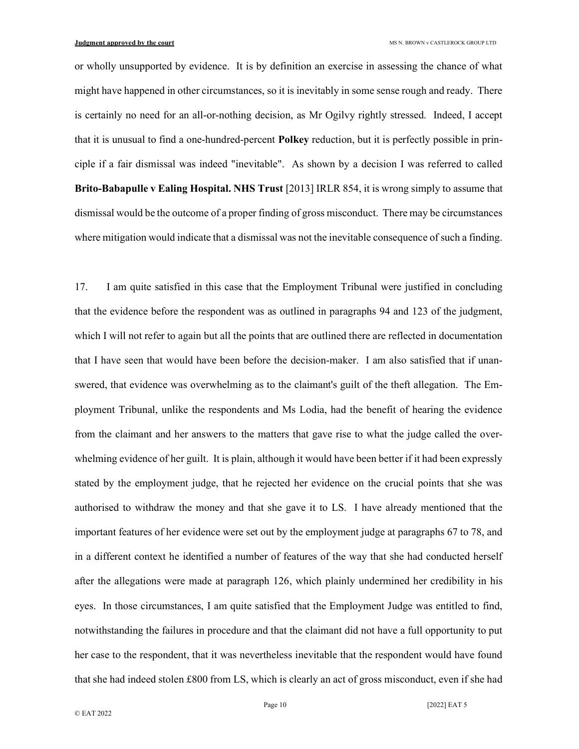or wholly unsupported by evidence. It is by definition an exercise in assessing the chance of what might have happened in other circumstances, so it is inevitably in some sense rough and ready. There is certainly no need for an all-or-nothing decision, as Mr Ogilvy rightly stressed. Indeed, I accept that it is unusual to find a one-hundred-percent **Polkey** reduction, but it is perfectly possible in principle if a fair dismissal was indeed "inevitable". As shown by a decision I was referred to called **Brito-Babapulle v Ealing Hospital. NHS Trust** [2013] IRLR 854, it is wrong simply to assume that dismissal would be the outcome of a proper finding of gross misconduct. There may be circumstances where mitigation would indicate that a dismissal was not the inevitable consequence of such a finding.

17. I am quite satisfied in this case that the Employment Tribunal were justified in concluding that the evidence before the respondent was as outlined in paragraphs 94 and 123 of the judgment, which I will not refer to again but all the points that are outlined there are reflected in documentation that I have seen that would have been before the decision-maker. I am also satisfied that if unanswered, that evidence was overwhelming as to the claimant's guilt of the theft allegation. The Employment Tribunal, unlike the respondents and Ms Lodia, had the benefit of hearing the evidence from the claimant and her answers to the matters that gave rise to what the judge called the overwhelming evidence of her guilt. It is plain, although it would have been better if it had been expressly stated by the employment judge, that he rejected her evidence on the crucial points that she was authorised to withdraw the money and that she gave it to LS. I have already mentioned that the important features of her evidence were set out by the employment judge at paragraphs 67 to 78, and in a different context he identified a number of features of the way that she had conducted herself after the allegations were made at paragraph 126, which plainly undermined her credibility in his eyes. In those circumstances, I am quite satisfied that the Employment Judge was entitled to find, notwithstanding the failures in procedure and that the claimant did not have a full opportunity to put her case to the respondent, that it was nevertheless inevitable that the respondent would have found that she had indeed stolen £800 from LS, which is clearly an act of gross misconduct, even if she had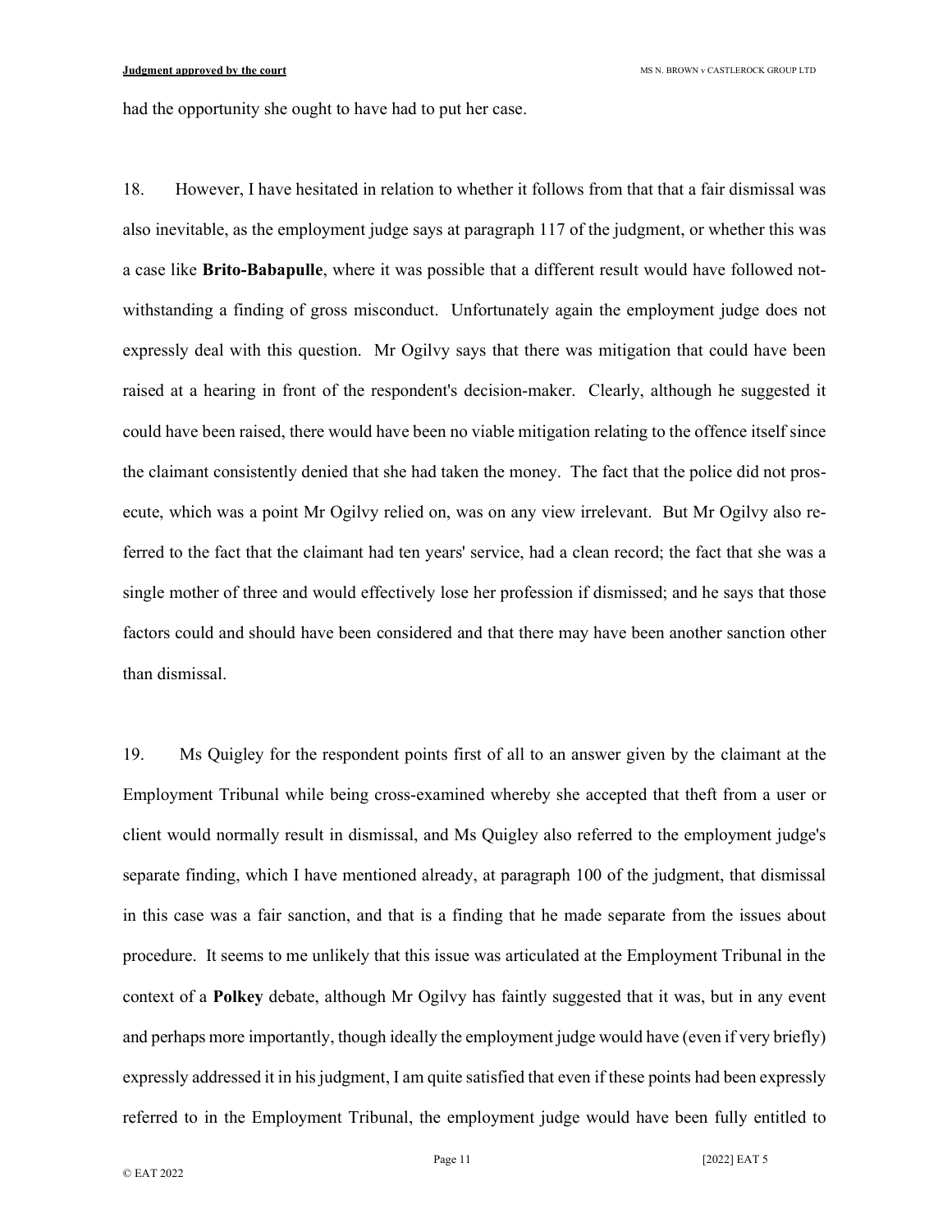had the opportunity she ought to have had to put her case.

18. However, I have hesitated in relation to whether it follows from that that a fair dismissal was also inevitable, as the employment judge says at paragraph 117 of the judgment, or whether this was a case like **Brito-Babapulle**, where it was possible that a different result would have followed notwithstanding a finding of gross misconduct. Unfortunately again the employment judge does not expressly deal with this question. Mr Ogilvy says that there was mitigation that could have been raised at a hearing in front of the respondent's decision-maker. Clearly, although he suggested it could have been raised, there would have been no viable mitigation relating to the offence itself since the claimant consistently denied that she had taken the money. The fact that the police did not prosecute, which was a point Mr Ogilvy relied on, was on any view irrelevant. But Mr Ogilvy also referred to the fact that the claimant had ten years' service, had a clean record; the fact that she was a single mother of three and would effectively lose her profession if dismissed; and he says that those factors could and should have been considered and that there may have been another sanction other than dismissal.

19. Ms Quigley for the respondent points first of all to an answer given by the claimant at the Employment Tribunal while being cross-examined whereby she accepted that theft from a user or client would normally result in dismissal, and Ms Quigley also referred to the employment judge's separate finding, which I have mentioned already, at paragraph 100 of the judgment, that dismissal in this case was a fair sanction, and that is a finding that he made separate from the issues about procedure. It seems to me unlikely that this issue was articulated at the Employment Tribunal in the context of a **Polkey** debate, although Mr Ogilvy has faintly suggested that it was, but in any event and perhaps more importantly, though ideally the employment judge would have (even if very briefly) expressly addressed it in his judgment, I am quite satisfied that even if these points had been expressly referred to in the Employment Tribunal, the employment judge would have been fully entitled to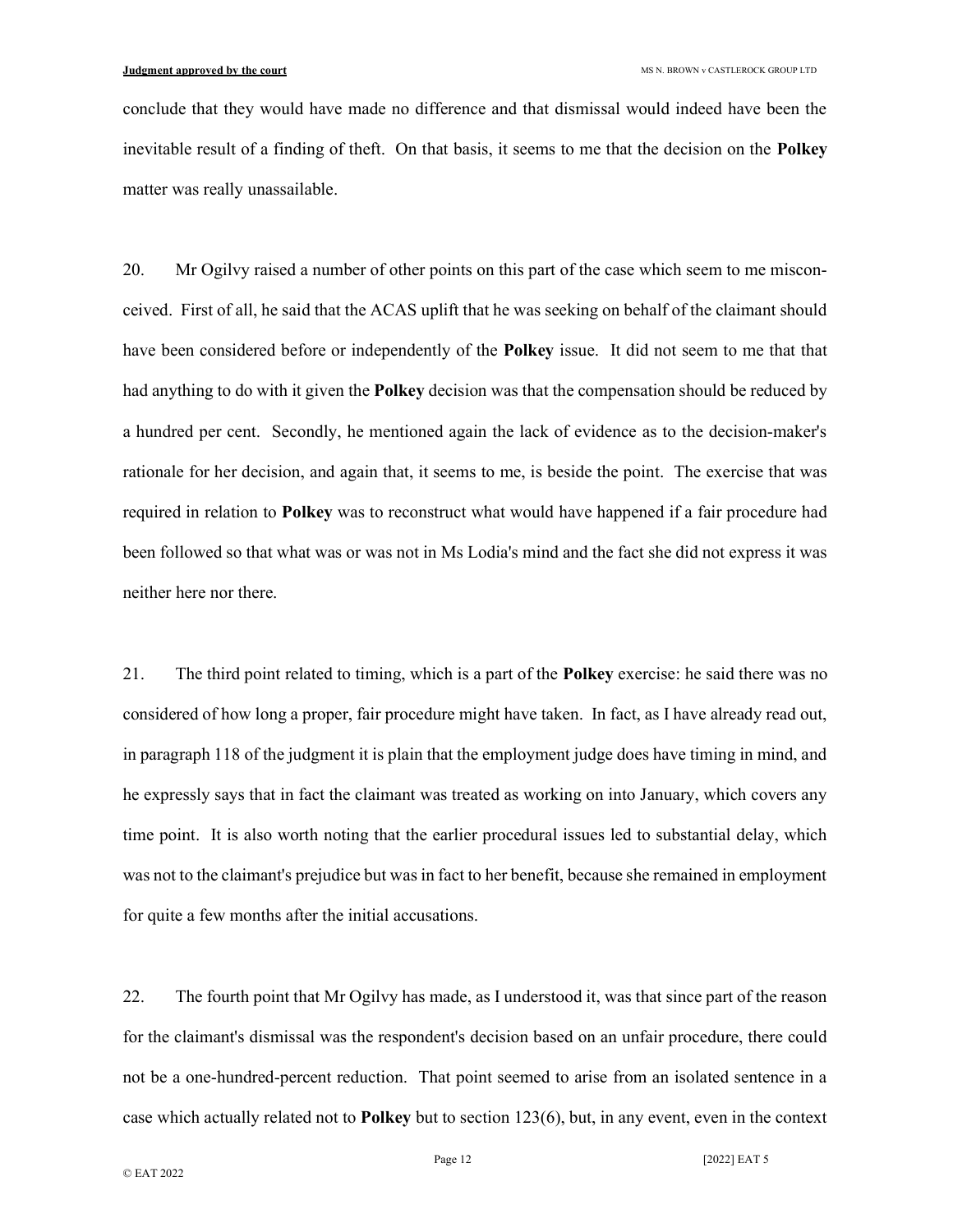conclude that they would have made no difference and that dismissal would indeed have been the inevitable result of a finding of theft. On that basis, it seems to me that the decision on the **Polkey** matter was really unassailable.

20. Mr Ogilvy raised a number of other points on this part of the case which seem to me misconceived. First of all, he said that the ACAS uplift that he was seeking on behalf of the claimant should have been considered before or independently of the **Polkey** issue. It did not seem to me that that had anything to do with it given the **Polkey** decision was that the compensation should be reduced by a hundred per cent. Secondly, he mentioned again the lack of evidence as to the decision-maker's rationale for her decision, and again that, it seems to me, is beside the point. The exercise that was required in relation to **Polkey** was to reconstruct what would have happened if a fair procedure had been followed so that what was or was not in Ms Lodia's mind and the fact she did not express it was neither here nor there.

21. The third point related to timing, which is a part of the **Polkey** exercise: he said there was no considered of how long a proper, fair procedure might have taken. In fact, as I have already read out, in paragraph 118 of the judgment it is plain that the employment judge does have timing in mind, and he expressly says that in fact the claimant was treated as working on into January, which covers any time point. It is also worth noting that the earlier procedural issues led to substantial delay, which was not to the claimant's prejudice but was in fact to her benefit, because she remained in employment for quite a few months after the initial accusations.

22. The fourth point that Mr Ogilvy has made, as I understood it, was that since part of the reason for the claimant's dismissal was the respondent's decision based on an unfair procedure, there could not be a one-hundred-percent reduction. That point seemed to arise from an isolated sentence in a case which actually related not to **Polkey** but to section 123(6), but, in any event, even in the context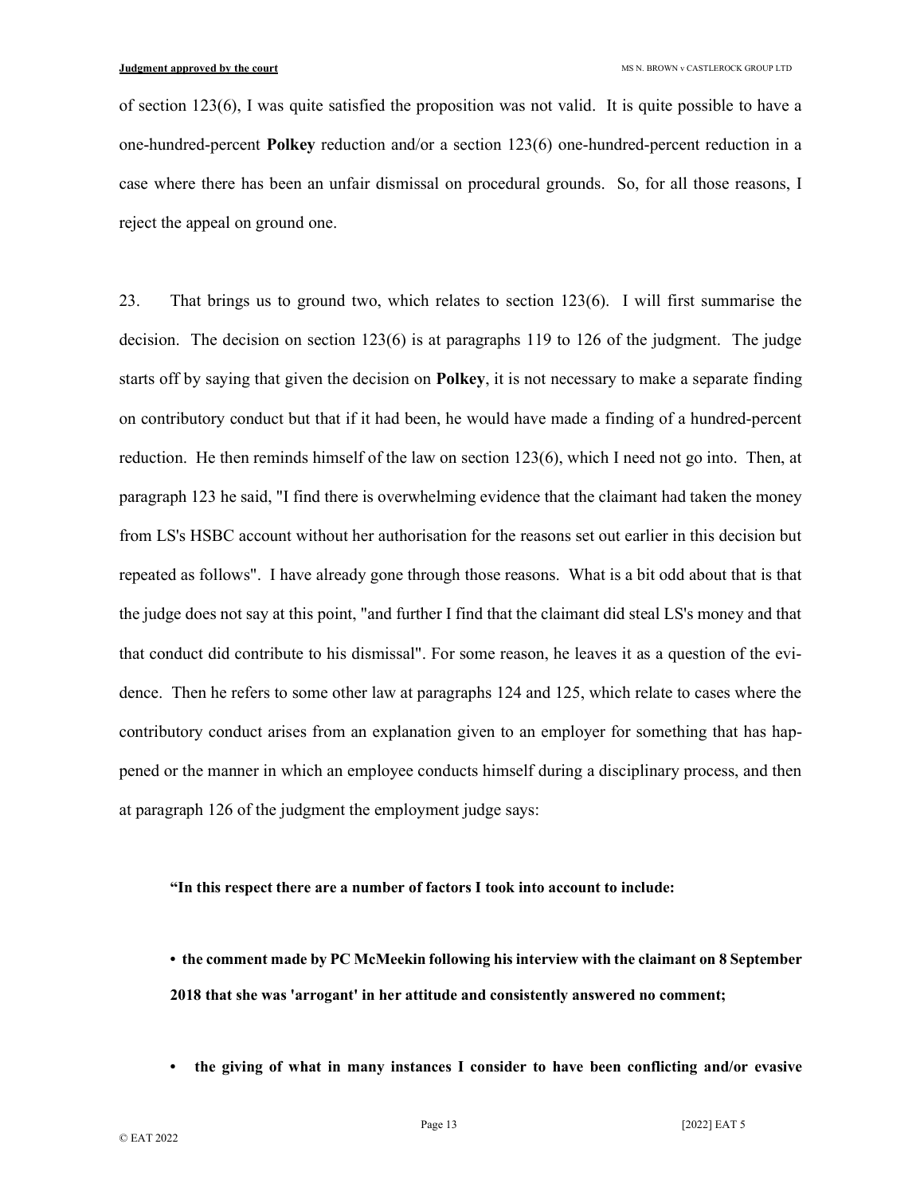of section 123(6), I was quite satisfied the proposition was not valid. It is quite possible to have a one-hundred-percent **Polkey** reduction and/or a section 123(6) one-hundred-percent reduction in a case where there has been an unfair dismissal on procedural grounds. So, for all those reasons, I reject the appeal on ground one.

23. That brings us to ground two, which relates to section 123(6). I will first summarise the decision. The decision on section 123(6) is at paragraphs 119 to 126 of the judgment. The judge starts off by saying that given the decision on **Polkey**, it is not necessary to make a separate finding on contributory conduct but that if it had been, he would have made a finding of a hundred-percent reduction. He then reminds himself of the law on section 123(6), which I need not go into. Then, at paragraph 123 he said, "I find there is overwhelming evidence that the claimant had taken the money from LS's HSBC account without her authorisation for the reasons set out earlier in this decision but repeated as follows". I have already gone through those reasons. What is a bit odd about that is that the judge does not say at this point, "and further I find that the claimant did steal LS's money and that that conduct did contribute to his dismissal". For some reason, he leaves it as a question of the evidence. Then he refers to some other law at paragraphs 124 and 125, which relate to cases where the contributory conduct arises from an explanation given to an employer for something that has happened or the manner in which an employee conducts himself during a disciplinary process, and then at paragraph 126 of the judgment the employment judge says:

> **"In this respect there are a number of factors I took into account to include:**
>
> - **the comment made by PC McMeekin following his interview with the claimant on 8 September 2018 that she was 'arrogant' in her attitude and consistently answered no comment;**
>
> - **the giving of what in many instances I consider to have been conflicting and/or evasive**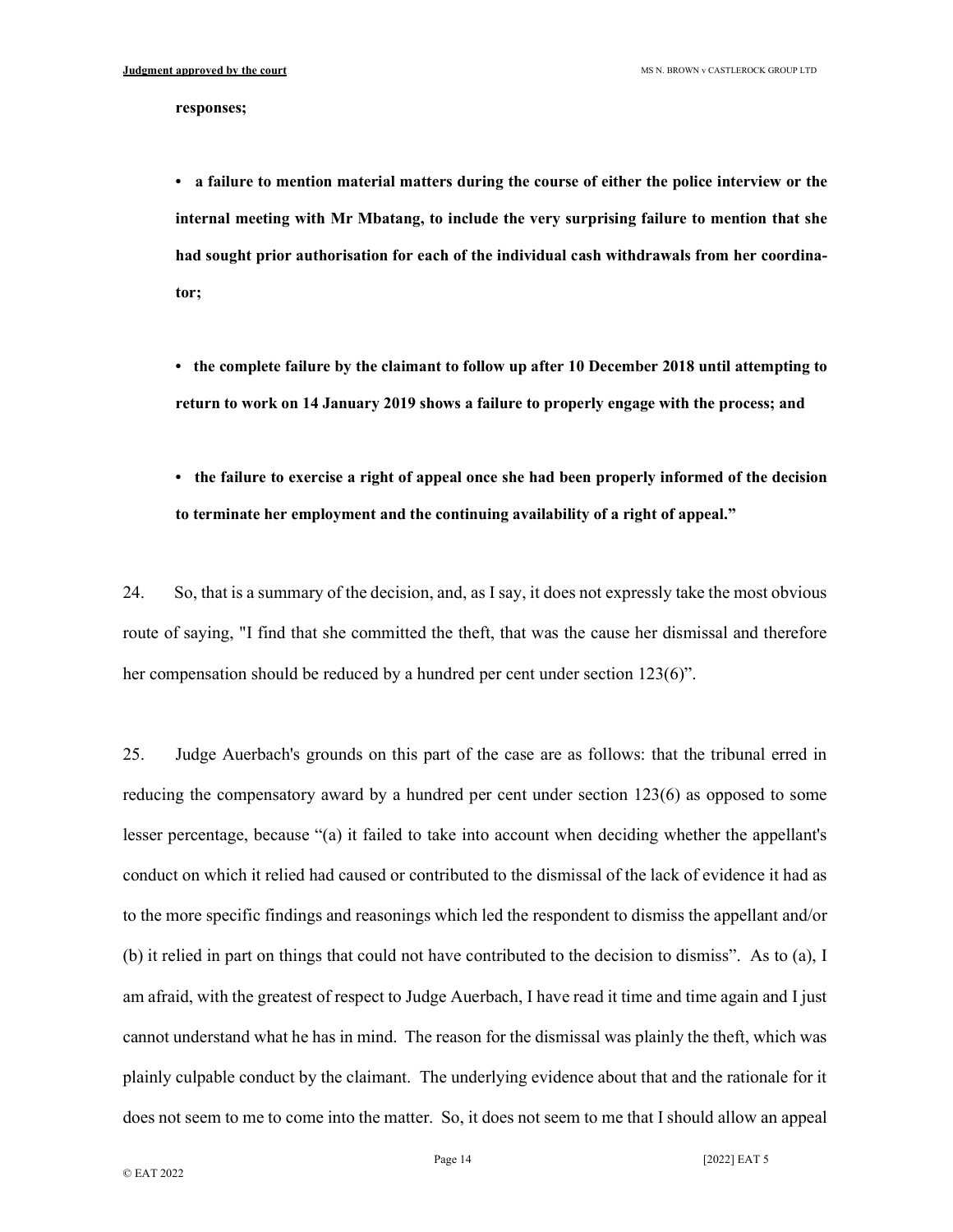**responses;**

- **a failure to mention material matters during the course of either the police interview or the internal meeting with Mr Mbatang, to include the very surprising failure to mention that she had sought prior authorisation for each of the individual cash withdrawals from her coordinator;**

- **the complete failure by the claimant to follow up after 10 December 2018 until attempting to return to work on 14 January 2019 shows a failure to properly engage with the process; and**

- **the failure to exercise a right of appeal once she had been properly informed of the decision to terminate her employment and the continuing availability of a right of appeal."**

24. So, that is a summary of the decision, and, as I say, it does not expressly take the most obvious route of saying, "I find that she committed the theft, that was the cause her dismissal and therefore her compensation should be reduced by a hundred per cent under section 123(6)".

25. Judge Auerbach's grounds on this part of the case are as follows: that the tribunal erred in reducing the compensatory award by a hundred per cent under section 123(6) as opposed to some lesser percentage, because "(a) it failed to take into account when deciding whether the appellant's conduct on which it relied had caused or contributed to the dismissal of the lack of evidence it had as to the more specific findings and reasonings which led the respondent to dismiss the appellant and/or (b) it relied in part on things that could not have contributed to the decision to dismiss". As to (a), I am afraid, with the greatest of respect to Judge Auerbach, I have read it time and time again and I just cannot understand what he has in mind. The reason for the dismissal was plainly the theft, which was plainly culpable conduct by the claimant. The underlying evidence about that and the rationale for it does not seem to me to come into the matter. So, it does not seem to me that I should allow an appeal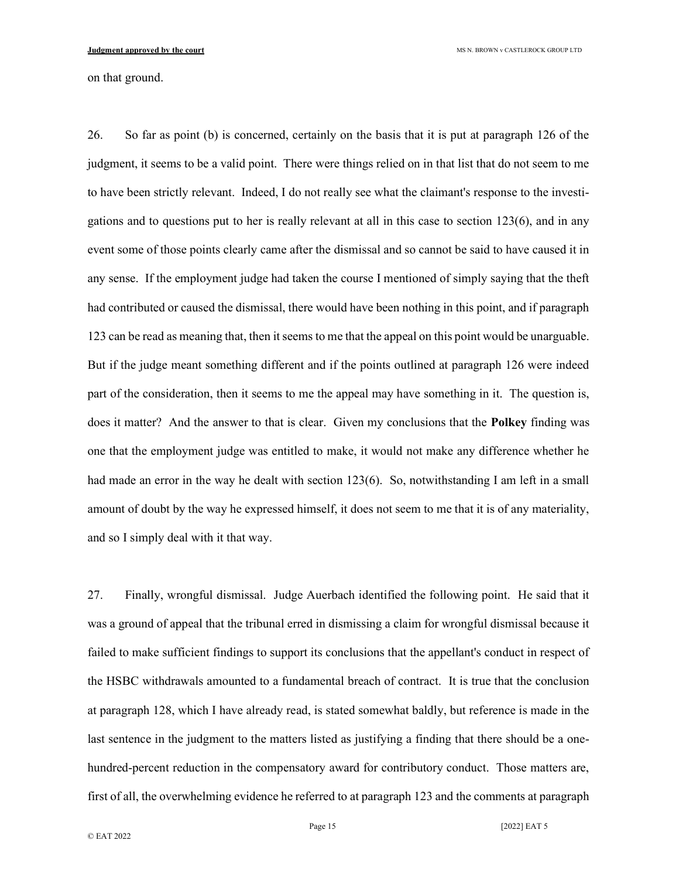on that ground.

26. So far as point (b) is concerned, certainly on the basis that it is put at paragraph 126 of the judgment, it seems to be a valid point. There were things relied on in that list that do not seem to me to have been strictly relevant. Indeed, I do not really see what the claimant's response to the investigations and to questions put to her is really relevant at all in this case to section 123(6), and in any event some of those points clearly came after the dismissal and so cannot be said to have caused it in any sense. If the employment judge had taken the course I mentioned of simply saying that the theft had contributed or caused the dismissal, there would have been nothing in this point, and if paragraph 123 can be read as meaning that, then it seems to me that the appeal on this point would be unarguable. But if the judge meant something different and if the points outlined at paragraph 126 were indeed part of the consideration, then it seems to me the appeal may have something in it. The question is, does it matter? And the answer to that is clear. Given my conclusions that the **Polkey** finding was one that the employment judge was entitled to make, it would not make any difference whether he had made an error in the way he dealt with section 123(6). So, notwithstanding I am left in a small amount of doubt by the way he expressed himself, it does not seem to me that it is of any materiality, and so I simply deal with it that way.

27. Finally, wrongful dismissal. Judge Auerbach identified the following point. He said that it was a ground of appeal that the tribunal erred in dismissing a claim for wrongful dismissal because it failed to make sufficient findings to support its conclusions that the appellant's conduct in respect of the HSBC withdrawals amounted to a fundamental breach of contract. It is true that the conclusion at paragraph 128, which I have already read, is stated somewhat baldly, but reference is made in the last sentence in the judgment to the matters listed as justifying a finding that there should be a one-hundred-percent reduction in the compensatory award for contributory conduct. Those matters are, first of all, the overwhelming evidence he referred to at paragraph 123 and the comments at paragraph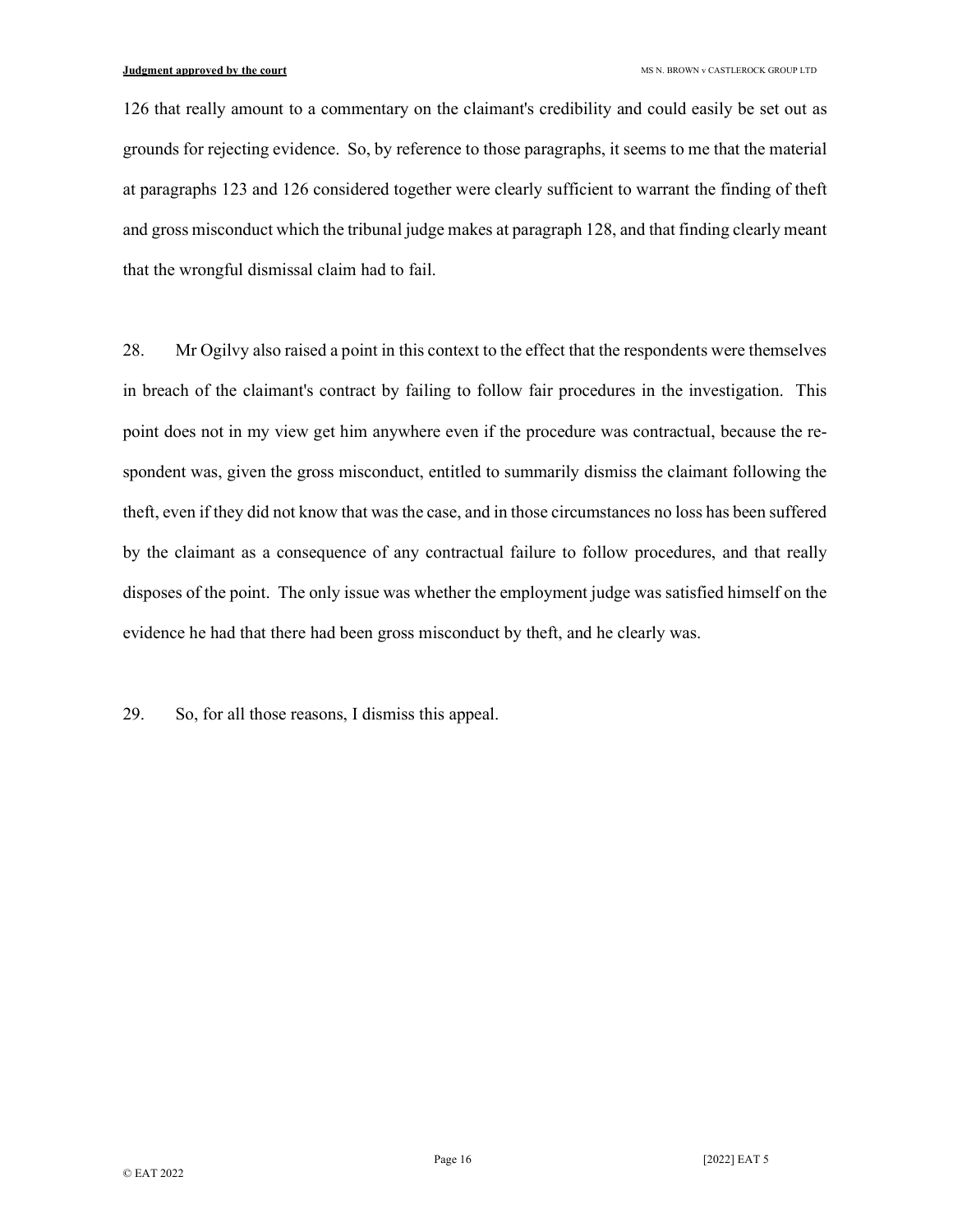126 that really amount to a commentary on the claimant's credibility and could easily be set out as grounds for rejecting evidence. So, by reference to those paragraphs, it seems to me that the material at paragraphs 123 and 126 considered together were clearly sufficient to warrant the finding of theft and gross misconduct which the tribunal judge makes at paragraph 128, and that finding clearly meant that the wrongful dismissal claim had to fail.

28. Mr Ogilvy also raised a point in this context to the effect that the respondents were themselves in breach of the claimant's contract by failing to follow fair procedures in the investigation. This point does not in my view get him anywhere even if the procedure was contractual, because the respondent was, given the gross misconduct, entitled to summarily dismiss the claimant following the theft, even if they did not know that was the case, and in those circumstances no loss has been suffered by the claimant as a consequence of any contractual failure to follow procedures, and that really disposes of the point. The only issue was whether the employment judge was satisfied himself on the evidence he had that there had been gross misconduct by theft, and he clearly was.

29. So, for all those reasons, I dismiss this appeal.